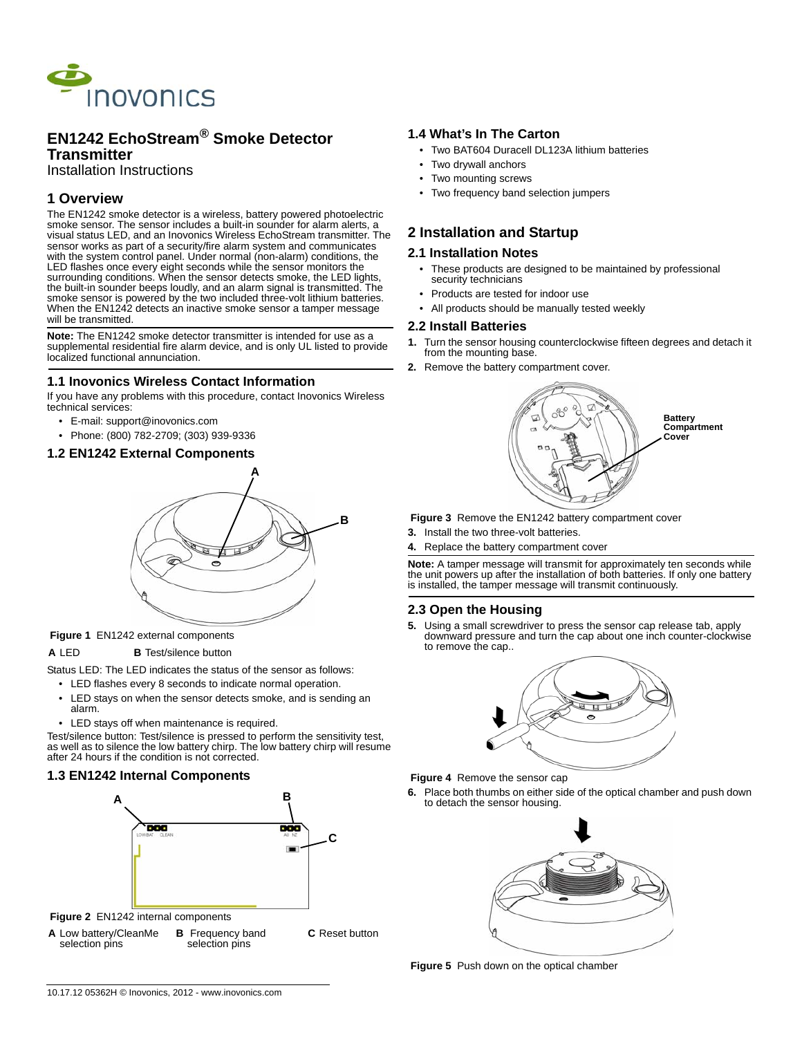# EN1242 EchoStream® Smoke Detector Transmitter

Installation Instructions

## 1 Overview

The EN1242 smoke detector is a wireless, battery powered photoelectric smoke sensor. The sensor includes a built-in sounder for alarm alerts, a visual status LED, and an Inovonics Wireless EchoStream transmitter. The sensor works as part of a security/fire alarm system and communicates with the system control panel. Under normal (non-alarm) conditions, the LED flashes once every eight seconds while the sensor monitors the surrounding conditions. When the sensor detects smoke, the LED lights, the built-in sounder beeps loudly, and an alarm signal is transmitted. The smoke sensor is powered by the two included three-volt lithium batteries. When the EN1242 detects an inactive smoke sensor a tamper message will be transmitted.

**Note:** The EN1242 smoke detector transmitter is intended for use as a supplemental residential fire alarm device, and is only UL listed to provide localized functional annunciation.

### 1.1 Inovonics Wireless Contact Information

If you have any problems with this procedure, contact Inovonics Wireless technical services:

- E-mail: support@inovonics.com
- Phone: (800) 782-2709; (303) 939-9336

### 1.2 EN1242 External Components

**Figure 1** EN1242 external components

**A** LED  **B** Test/silence button

Status LED: The LED indicates the status of the sensor as follows:

- LED flashes every 8 seconds to indicate normal operation.
- LED stays on when the sensor detects smoke, and is sending an alarm.
- LED stays off when maintenance is required.

Test/silence button: Test/silence is pressed to perform the sensitivity test, as well as to silence the low battery chirp. The low battery chirp will resume after 24 hours if the condition is not corrected.

### 1.3 EN1242 Internal Components

**Figure 2** EN1242 internal components

**A** Low battery/CleanMe selection pins  **B** Frequency band selection pins  **C** Reset button

### 1.4 What's In The Carton

- Two BAT604 Duracell DL123A lithium batteries
- Two drywall anchors
- Two mounting screws
- Two frequency band selection jumpers

## 2 Installation and Startup

### 2.1 Installation Notes

- These products are designed to be maintained by professional security technicians
- Products are tested for indoor use
- All products should be manually tested weekly

### 2.2 Install Batteries

1. Turn the sensor housing counterclockwise fifteen degrees and detach it from the mounting base.
2. Remove the battery compartment cover.

**Figure 3** Remove the EN1242 battery compartment cover

3. Install the two three-volt batteries.
4. Replace the battery compartment cover

**Note:** A tamper message will transmit for approximately ten seconds while the unit powers up after the installation of both batteries. If only one battery is installed, the tamper message will transmit continuously.

### 2.3 Open the Housing

5. Using a small screwdriver to press the sensor cap release tab, apply downward pressure and turn the cap about one inch counter-clockwise to remove the cap..

**Figure 4** Remove the sensor cap

6. Place both thumbs on either side of the optical chamber and push down to detach the sensor housing.

**Figure 5** Push down on the optical chamber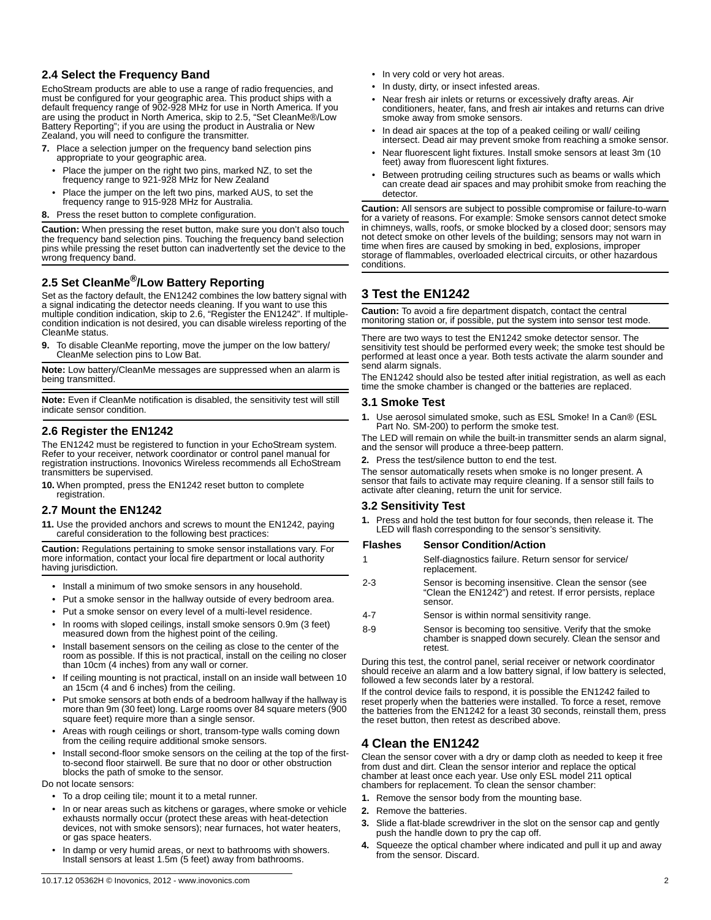## 2.4 Select the Frequency Band

EchoStream products are able to use a range of radio frequencies, and must be configured for your geographic area. This product ships with a default frequency range of 902-928 MHz for use in North America. If you are using the product in North America, skip to 2.5, “Set CleanMe®/Low Battery Reporting”; if you are using the product in Australia or New Zealand, you will need to configure the transmitter.

**7.** Place a selection jumper on the frequency band selection pins appropriate to your geographic area.

- Place the jumper on the right two pins, marked NZ, to set the frequency range to 921-928 MHz for New Zealand
- Place the jumper on the left two pins, marked AUS, to set the frequency range to 915-928 MHz for Australia.

**8.** Press the reset button to complete configuration.

**Caution:** When pressing the reset button, make sure you don’t also touch the frequency band selection pins. Touching the frequency band selection pins while pressing the reset button can inadvertently set the device to the wrong frequency band.

## 2.5 Set CleanMe®/Low Battery Reporting

Set as the factory default, the EN1242 combines the low battery signal with a signal indicating the detector needs cleaning. If you want to use this multiple condition indication, skip to 2.6, “Register the EN1242”. If multiple-condition indication is not desired, you can disable wireless reporting of the CleanMe status.

**9.** To disable CleanMe reporting, move the jumper on the low battery/ CleanMe selection pins to Low Bat.

**Note:** Low battery/CleanMe messages are suppressed when an alarm is being transmitted.

**Note:** Even if CleanMe notification is disabled, the sensitivity test will still indicate sensor condition.

## 2.6 Register the EN1242

The EN1242 must be registered to function in your EchoStream system. Refer to your receiver, network coordinator or control panel manual for registration instructions. Inovonics Wireless recommends all EchoStream transmitters be supervised.

**10.** When prompted, press the EN1242 reset button to complete registration.

## 2.7 Mount the EN1242

**11.** Use the provided anchors and screws to mount the EN1242, paying careful consideration to the following best practices:

**Caution:** Regulations pertaining to smoke sensor installations vary. For more information, contact your local fire department or local authority having jurisdiction.

- Install a minimum of two smoke sensors in any household.
- Put a smoke sensor in the hallway outside of every bedroom area.
- Put a smoke sensor on every level of a multi-level residence.
- In rooms with sloped ceilings, install smoke sensors 0.9m (3 feet) measured down from the highest point of the ceiling.
- Install basement sensors on the ceiling as close to the center of the room as possible. If this is not practical, install on the ceiling no closer than 10cm (4 inches) from any wall or corner.
- If ceiling mounting is not practical, install on an inside wall between 10 an 15cm (4 and 6 inches) from the ceiling.
- Put smoke sensors at both ends of a bedroom hallway if the hallway is more than 9m (30 feet) long. Large rooms over 84 square meters (900 square feet) require more than a single sensor.
- Areas with rough ceilings or short, transom-type walls coming down from the ceiling require additional smoke sensors.
- Install second-floor smoke sensors on the ceiling at the top of the first-to-second floor stairwell. Be sure that no door or other obstruction blocks the path of smoke to the sensor.

Do not locate sensors:

- To a drop ceiling tile; mount it to a metal runner.
- In or near areas such as kitchens or garages, where smoke or vehicle exhausts normally occur (protect these areas with heat-detection devices, not with smoke sensors); near furnaces, hot water heaters, or gas space heaters.
- In damp or very humid areas, or next to bathrooms with showers. Install sensors at least 1.5m (5 feet) away from bathrooms.
- In very cold or very hot areas.
- In dusty, dirty, or insect infested areas.
- Near fresh air inlets or returns or excessively drafty areas. Air conditioners, heater, fans, and fresh air intakes and returns can drive smoke away from smoke sensors.
- In dead air spaces at the top of a peaked ceiling or wall/ ceiling intersect. Dead air may prevent smoke from reaching a smoke sensor.
- Near fluorescent light fixtures. Install smoke sensors at least 3m (10 feet) away from fluorescent light fixtures.
- Between protruding ceiling structures such as beams or walls which can create dead air spaces and may prohibit smoke from reaching the detector.

**Caution:** All sensors are subject to possible compromise or failure-to-warn for a variety of reasons. For example: Smoke sensors cannot detect smoke in chimneys, walls, roofs, or smoke blocked by a closed door; sensors may not detect smoke on other levels of the building; sensors may not warn in time when fires are caused by smoking in bed, explosions, improper storage of flammables, overloaded electrical circuits, or other hazardous conditions.

# 3 Test the EN1242

**Caution:** To avoid a fire department dispatch, contact the central monitoring station or, if possible, put the system into sensor test mode.

There are two ways to test the EN1242 smoke detector sensor. The sensitivity test should be performed every week; the smoke test should be performed at least once a year. Both tests activate the alarm sounder and send alarm signals.

The EN1242 should also be tested after initial registration, as well as each time the smoke chamber is changed or the batteries are replaced.

## 3.1 Smoke Test

**1.** Use aerosol simulated smoke, such as ESL Smoke! In a Can® (ESL Part No. SM-200) to perform the smoke test.

The LED will remain on while the built-in transmitter sends an alarm signal, and the sensor will produce a three-beep pattern.

**2.** Press the test/silence button to end the test.

The sensor automatically resets when smoke is no longer present. A sensor that fails to activate may require cleaning. If a sensor still fails to activate after cleaning, return the unit for service.

## 3.2 Sensitivity Test

**1.** Press and hold the test button for four seconds, then release it. The LED will flash corresponding to the sensor’s sensitivity.

| Flashes | Sensor Condition/Action |
|---|---|
| 1 | Self-diagnostics failure. Return sensor for service/ replacement. |
| 2-3 | Sensor is becoming insensitive. Clean the sensor (see “Clean the EN1242”) and retest. If error persists, replace sensor. |
| 4-7 | Sensor is within normal sensitivity range. |
| 8-9 | Sensor is becoming too sensitive. Verify that the smoke chamber is snapped down securely. Clean the sensor and retest. |

During this test, the control panel, serial receiver or network coordinator should receive an alarm and a low battery signal, if low battery is selected, followed a few seconds later by a restoral.

If the control device fails to respond, it is possible the EN1242 failed to reset properly when the batteries were installed. To force a reset, remove the batteries from the EN1242 for a least 30 seconds, reinstall them, press the reset button, then retest as described above.

# 4 Clean the EN1242

Clean the sensor cover with a dry or damp cloth as needed to keep it free from dust and dirt. Clean the sensor interior and replace the optical chamber at least once each year. Use only ESL model 211 optical chambers for replacement. To clean the sensor chamber:

**1.** Remove the sensor body from the mounting base.

**2.** Remove the batteries.

**3.** Slide a flat-blade screwdriver in the slot on the sensor cap and gently push the handle down to pry the cap off.

**4.** Squeeze the optical chamber where indicated and pull it up and away from the sensor. Discard.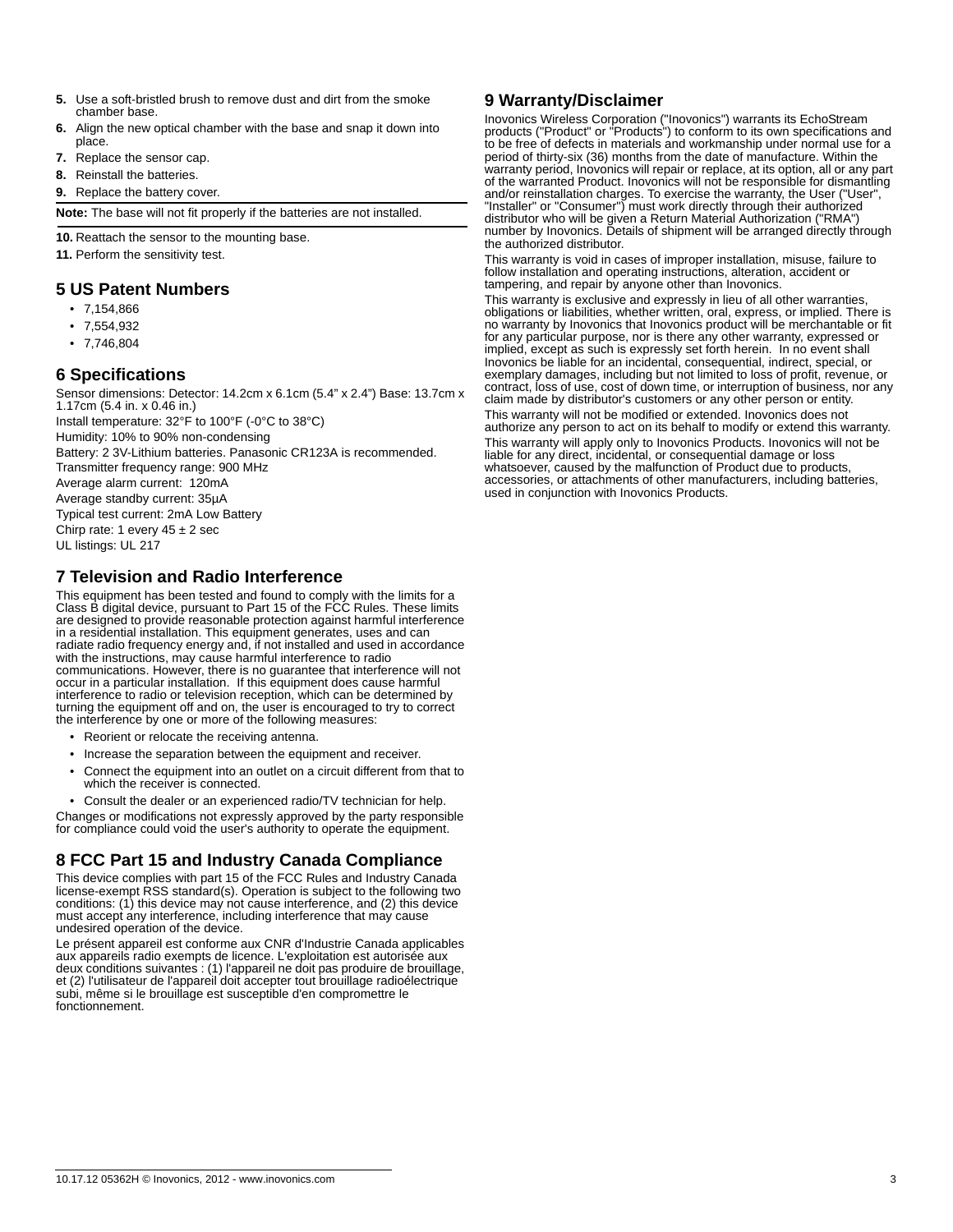5. Use a soft-bristled brush to remove dust and dirt from the smoke chamber base.
6. Align the new optical chamber with the base and snap it down into place.
7. Replace the sensor cap.
8. Reinstall the batteries.
9. Replace the battery cover.

**Note:** The base will not fit properly if the batteries are not installed.

10. Reattach the sensor to the mounting base.
11. Perform the sensitivity test.

## 5 US Patent Numbers

- 7,154,866
- 7,554,932
- 7,746,804

## 6 Specifications

Sensor dimensions: Detector: 14.2cm x 6.1cm (5.4” x 2.4”) Base: 13.7cm x 1.17cm (5.4 in. x 0.46 in.)

Install temperature: 32°F to 100°F (-0°C to 38°C)

Humidity: 10% to 90% non-condensing

Battery: 2 3V-Lithium batteries. Panasonic CR123A is recommended.

Transmitter frequency range: 900 MHz

Average alarm current: 120mA

Average standby current: 35µA

Typical test current: 2mA Low Battery

Chirp rate: 1 every 45 ± 2 sec

UL listings: UL 217

## 7 Television and Radio Interference

This equipment has been tested and found to comply with the limits for a Class B digital device, pursuant to Part 15 of the FCC Rules. These limits are designed to provide reasonable protection against harmful interference in a residential installation. This equipment generates, uses and can radiate radio frequency energy and, if not installed and used in accordance with the instructions, may cause harmful interference to radio communications. However, there is no guarantee that interference will not occur in a particular installation. If this equipment does cause harmful interference to radio or television reception, which can be determined by turning the equipment off and on, the user is encouraged to try to correct the interference by one or more of the following measures:

- Reorient or relocate the receiving antenna.
- Increase the separation between the equipment and receiver.
- Connect the equipment into an outlet on a circuit different from that to which the receiver is connected.
- Consult the dealer or an experienced radio/TV technician for help.

Changes or modifications not expressly approved by the party responsible for compliance could void the user's authority to operate the equipment.

## 8 FCC Part 15 and Industry Canada Compliance

This device complies with part 15 of the FCC Rules and Industry Canada license-exempt RSS standard(s). Operation is subject to the following two conditions: (1) this device may not cause interference, and (2) this device must accept any interference, including interference that may cause undesired operation of the device.

Le présent appareil est conforme aux CNR d'Industrie Canada applicables aux appareils radio exempts de licence. L'exploitation est autorisée aux deux conditions suivantes : (1) l'appareil ne doit pas produire de brouillage, et (2) l'utilisateur de l'appareil doit accepter tout brouillage radioélectrique subi, même si le brouillage est susceptible d'en compromettre le fonctionnement.

## 9 Warranty/Disclaimer

Inovonics Wireless Corporation ("Inovonics") warrants its EchoStream products ("Product" or "Products") to conform to its own specifications and to be free of defects in materials and workmanship under normal use for a period of thirty-six (36) months from the date of manufacture. Within the warranty period, Inovonics will repair or replace, at its option, all or any part of the warranted Product. Inovonics will not be responsible for dismantling and/or reinstallation charges. To exercise the warranty, the User ("User", "Installer" or "Consumer") must work directly through their authorized distributor who will be given a Return Material Authorization ("RMA") number by Inovonics. Details of shipment will be arranged directly through the authorized distributor.

This warranty is void in cases of improper installation, misuse, failure to follow installation and operating instructions, alteration, accident or tampering, and repair by anyone other than Inovonics.

This warranty is exclusive and expressly in lieu of all other warranties, obligations or liabilities, whether written, oral, express, or implied. There is no warranty by Inovonics that Inovonics product will be merchantable or fit for any particular purpose, nor is there any other warranty, expressed or implied, except as such is expressly set forth herein. In no event shall Inovonics be liable for an incidental, consequential, indirect, special, or exemplary damages, including but not limited to loss of profit, revenue, or contract, loss of use, cost of down time, or interruption of business, nor any claim made by distributor's customers or any other person or entity.

This warranty will not be modified or extended. Inovonics does not authorize any person to act on its behalf to modify or extend this warranty.

This warranty will apply only to Inovonics Products. Inovonics will not be liable for any direct, incidental, or consequential damage or loss whatsoever, caused by the malfunction of Product due to products, accessories, or attachments of other manufacturers, including batteries, used in conjunction with Inovonics Products.